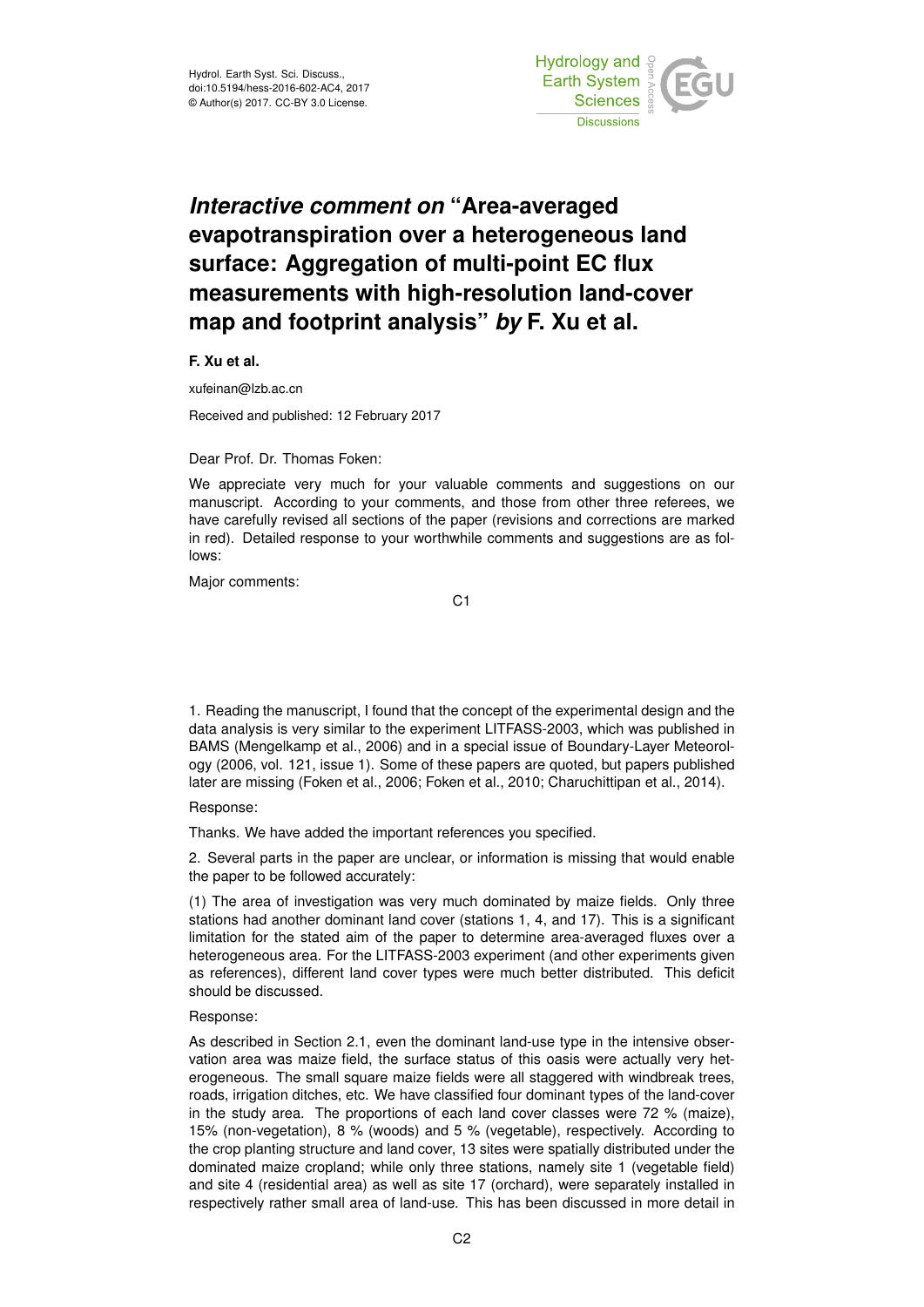# *Interactive comment on* "Area-averaged evapotranspiration over a heterogeneous land surface: Aggregation of multi-point EC flux measurements with high-resolution land-cover map and footprint analysis" *by* F. Xu et al.

**F. Xu et al.**

xufeinan@lzb.ac.cn

Received and published: 12 February 2017

Dear Prof. Dr. Thomas Foken:

We appreciate very much for your valuable comments and suggestions on our manuscript. According to your comments, and those from other three referees, we have carefully revised all sections of the paper (revisions and corrections are marked in red). Detailed response to your worthwhile comments and suggestions are as follows:

Major comments:

1. Reading the manuscript, I found that the concept of the experimental design and the data analysis is very similar to the experiment LITFASS-2003, which was published in BAMS (Mengelkamp et al., 2006) and in a special issue of Boundary-Layer Meteorology (2006, vol. 121, issue 1). Some of these papers are quoted, but papers published later are missing (Foken et al., 2006; Foken et al., 2010; Charuchittipan et al., 2014).

Response:

Thanks. We have added the important references you specified.

2. Several parts in the paper are unclear, or information is missing that would enable the paper to be followed accurately:

(1) The area of investigation was very much dominated by maize fields. Only three stations had another dominant land cover (stations 1, 4, and 17). This is a significant limitation for the stated aim of the paper to determine area-averaged fluxes over a heterogeneous area. For the LITFASS-2003 experiment (and other experiments given as references), different land cover types were much better distributed. This deficit should be discussed.

Response:

As described in Section 2.1, even the dominant land-use type in the intensive observation area was maize field, the surface status of this oasis were actually very heterogeneous. The small square maize fields were all staggered with windbreak trees, roads, irrigation ditches, etc. We have classified four dominant types of the land-cover in the study area. The proportions of each land cover classes were 72 % (maize), 15% (non-vegetation), 8 % (woods) and 5 % (vegetable), respectively. According to the crop planting structure and land cover, 13 sites were spatially distributed under the dominated maize cropland; while only three stations, namely site 1 (vegetable field) and site 4 (residential area) as well as site 17 (orchard), were separately installed in respectively rather small area of land-use. This has been discussed in more detail in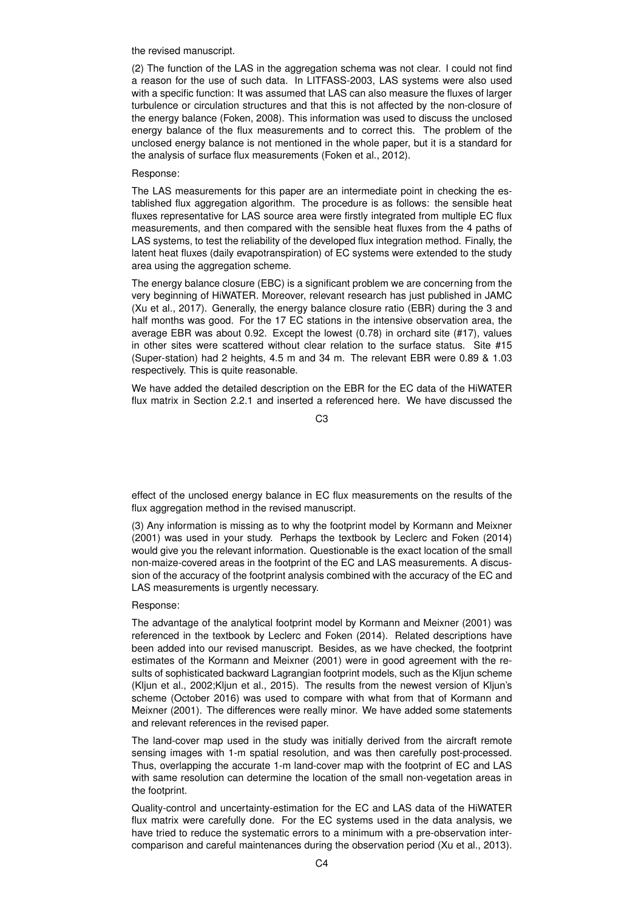the revised manuscript.

(2) The function of the LAS in the aggregation schema was not clear. I could not find a reason for the use of such data. In LITFASS-2003, LAS systems were also used with a specific function: It was assumed that LAS can also measure the fluxes of larger turbulence or circulation structures and that this is not affected by the non-closure of the energy balance (Foken, 2008). This information was used to discuss the unclosed energy balance of the flux measurements and to correct this. The problem of the unclosed energy balance is not mentioned in the whole paper, but it is a standard for the analysis of surface flux measurements (Foken et al., 2012).

Response:

The LAS measurements for this paper are an intermediate point in checking the established flux aggregation algorithm. The procedure is as follows: the sensible heat fluxes representative for LAS source area were firstly integrated from multiple EC flux measurements, and then compared with the sensible heat fluxes from the 4 paths of LAS systems, to test the reliability of the developed flux integration method. Finally, the latent heat fluxes (daily evapotranspiration) of EC systems were extended to the study area using the aggregation scheme.

The energy balance closure (EBC) is a significant problem we are concerning from the very beginning of HiWATER. Moreover, relevant research has just published in JAMC (Xu et al., 2017). Generally, the energy balance closure ratio (EBR) during the 3 and half months was good. For the 17 EC stations in the intensive observation area, the average EBR was about 0.92. Except the lowest (0.78) in orchard site (#17), values in other sites were scattered without clear relation to the surface status. Site #15 (Super-station) had 2 heights, 4.5 m and 34 m. The relevant EBR were 0.89 & 1.03 respectively. This is quite reasonable.

We have added the detailed description on the EBR for the EC data of the HiWATER flux matrix in Section 2.2.1 and inserted a referenced here. We have discussed the effect of the unclosed energy balance in EC flux measurements on the results of the flux aggregation method in the revised manuscript.

(3) Any information is missing as to why the footprint model by Kormann and Meixner (2001) was used in your study. Perhaps the textbook by Leclerc and Foken (2014) would give you the relevant information. Questionable is the exact location of the small non-maize-covered areas in the footprint of the EC and LAS measurements. A discussion of the accuracy of the footprint analysis combined with the accuracy of the EC and LAS measurements is urgently necessary.

Response:

The advantage of the analytical footprint model by Kormann and Meixner (2001) was referenced in the textbook by Leclerc and Foken (2014). Related descriptions have been added into our revised manuscript. Besides, as we have checked, the footprint estimates of the Kormann and Meixner (2001) were in good agreement with the results of sophisticated backward Lagrangian footprint models, such as the Kljun scheme (Kljun et al., 2002;Kljun et al., 2015). The results from the newest version of Kljun's scheme (October 2016) was used to compare with what from that of Kormann and Meixner (2001). The differences were really minor. We have added some statements and relevant references in the revised paper.

The land-cover map used in the study was initially derived from the aircraft remote sensing images with 1-m spatial resolution, and was then carefully post-processed. Thus, overlapping the accurate 1-m land-cover map with the footprint of EC and LAS with same resolution can determine the location of the small non-vegetation areas in the footprint.

Quality-control and uncertainty-estimation for the EC and LAS data of the HiWATER flux matrix were carefully done. For the EC systems used in the data analysis, we have tried to reduce the systematic errors to a minimum with a pre-observation intercomparison and careful maintenances during the observation period (Xu et al., 2013).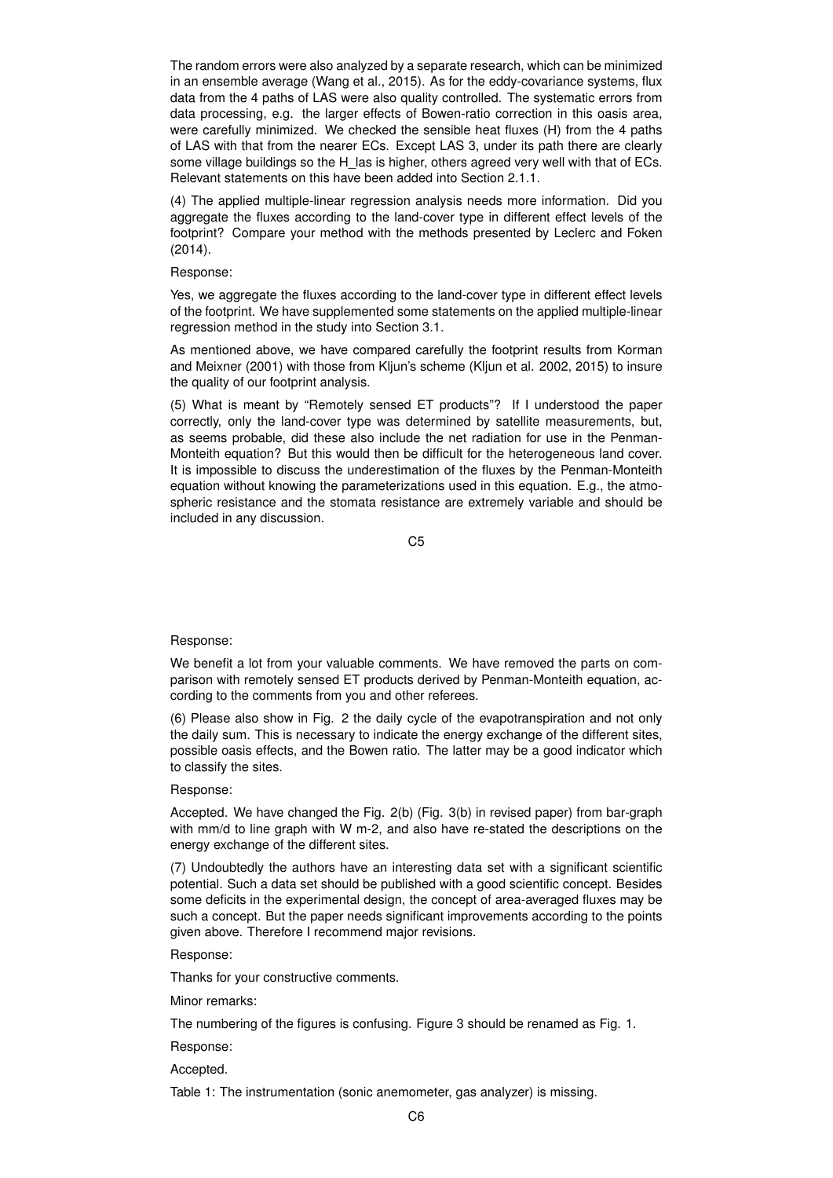The random errors were also analyzed by a separate research, which can be minimized in an ensemble average (Wang et al., 2015). As for the eddy-covariance systems, flux data from the 4 paths of LAS were also quality controlled. The systematic errors from data processing, e.g. the larger effects of Bowen-ratio correction in this oasis area, were carefully minimized. We checked the sensible heat fluxes (H) from the 4 paths of LAS with that from the nearer ECs. Except LAS 3, under its path there are clearly some village buildings so the $H_{las}$ is higher, others agreed very well with that of ECs. Relevant statements on this have been added into Section 2.1.1.

(4) The applied multiple-linear regression analysis needs more information. Did you aggregate the fluxes according to the land-cover type in different effect levels of the footprint? Compare your method with the methods presented by Leclerc and Foken (2014).

Response:

Yes, we aggregate the fluxes according to the land-cover type in different effect levels of the footprint. We have supplemented some statements on the applied multiple-linear regression method in the study into Section 3.1.

As mentioned above, we have compared carefully the footprint results from Korman and Meixner (2001) with those from Kljun's scheme (Kljun et al. 2002, 2015) to insure the quality of our footprint analysis.

(5) What is meant by "Remotely sensed ET products"? If I understood the paper correctly, only the land-cover type was determined by satellite measurements, but, as seems probable, did these also include the net radiation for use in the Penman-Monteith equation? But this would then be difficult for the heterogeneous land cover. It is impossible to discuss the underestimation of the fluxes by the Penman-Monteith equation without knowing the parameterizations used in this equation. E.g., the atmospheric resistance and the stomata resistance are extremely variable and should be included in any discussion.

Response:

We benefit a lot from your valuable comments. We have removed the parts on comparison with remotely sensed ET products derived by Penman-Monteith equation, according to the comments from you and other referees.

(6) Please also show in Fig. 2 the daily cycle of the evapotranspiration and not only the daily sum. This is necessary to indicate the energy exchange of the different sites, possible oasis effects, and the Bowen ratio. The latter may be a good indicator which to classify the sites.

Response:

Accepted. We have changed the Fig. 2(b) (Fig. 3(b) in revised paper) from bar-graph with mm/d to line graph with W $m^{-2}$, and also have re-stated the descriptions on the energy exchange of the different sites.

(7) Undoubtedly the authors have an interesting data set with a significant scientific potential. Such a data set should be published with a good scientific concept. Besides some deficits in the experimental design, the concept of area-averaged fluxes may be such a concept. But the paper needs significant improvements according to the points given above. Therefore I recommend major revisions.

Response:

Thanks for your constructive comments.

Minor remarks:

The numbering of the figures is confusing. Figure 3 should be renamed as Fig. 1.

Response:

Accepted.

Table 1: The instrumentation (sonic anemometer, gas analyzer) is missing.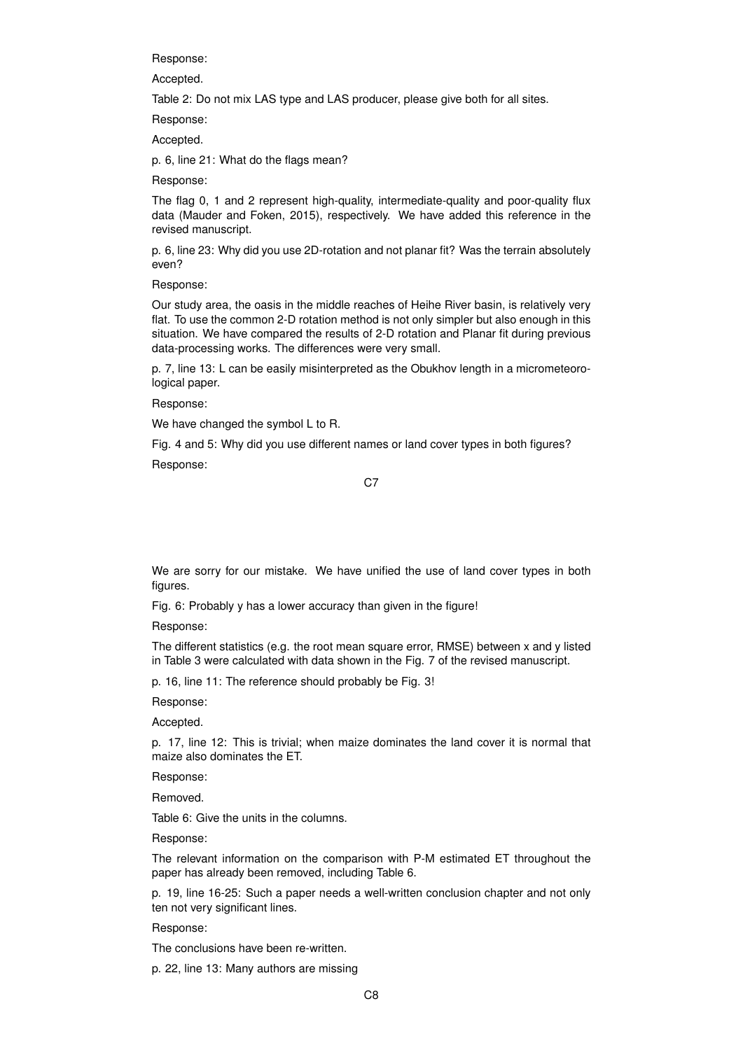Response:

Accepted.

Table 2: Do not mix LAS type and LAS producer, please give both for all sites.

Response:

Accepted.

p. 6, line 21: What do the flags mean?

Response:

The flag 0, 1 and 2 represent high-quality, intermediate-quality and poor-quality flux data (Mauder and Foken, 2015), respectively. We have added this reference in the revised manuscript.

p. 6, line 23: Why did you use 2D-rotation and not planar fit? Was the terrain absolutely even?

Response:

Our study area, the oasis in the middle reaches of Heihe River basin, is relatively very flat. To use the common 2-D rotation method is not only simpler but also enough in this situation. We have compared the results of 2-D rotation and Planar fit during previous data-processing works. The differences were very small.

p. 7, line 13: L can be easily misinterpreted as the Obukhov length in a micrometeorological paper.

Response:

We have changed the symbol L to R.

Fig. 4 and 5: Why did you use different names or land cover types in both figures?

Response:

We are sorry for our mistake. We have unified the use of land cover types in both figures.

Fig. 6: Probably y has a lower accuracy than given in the figure!

Response:

The different statistics (e.g. the root mean square error, RMSE) between x and y listed in Table 3 were calculated with data shown in the Fig. 7 of the revised manuscript.

p. 16, line 11: The reference should probably be Fig. 3!

Response:

Accepted.

p. 17, line 12: This is trivial; when maize dominates the land cover it is normal that maize also dominates the ET.

Response:

Removed.

Table 6: Give the units in the columns.

Response:

The relevant information on the comparison with P-M estimated ET throughout the paper has already been removed, including Table 6.

p. 19, line 16-25: Such a paper needs a well-written conclusion chapter and not only ten not very significant lines.

Response:

The conclusions have been re-written.

p. 22, line 13: Many authors are missing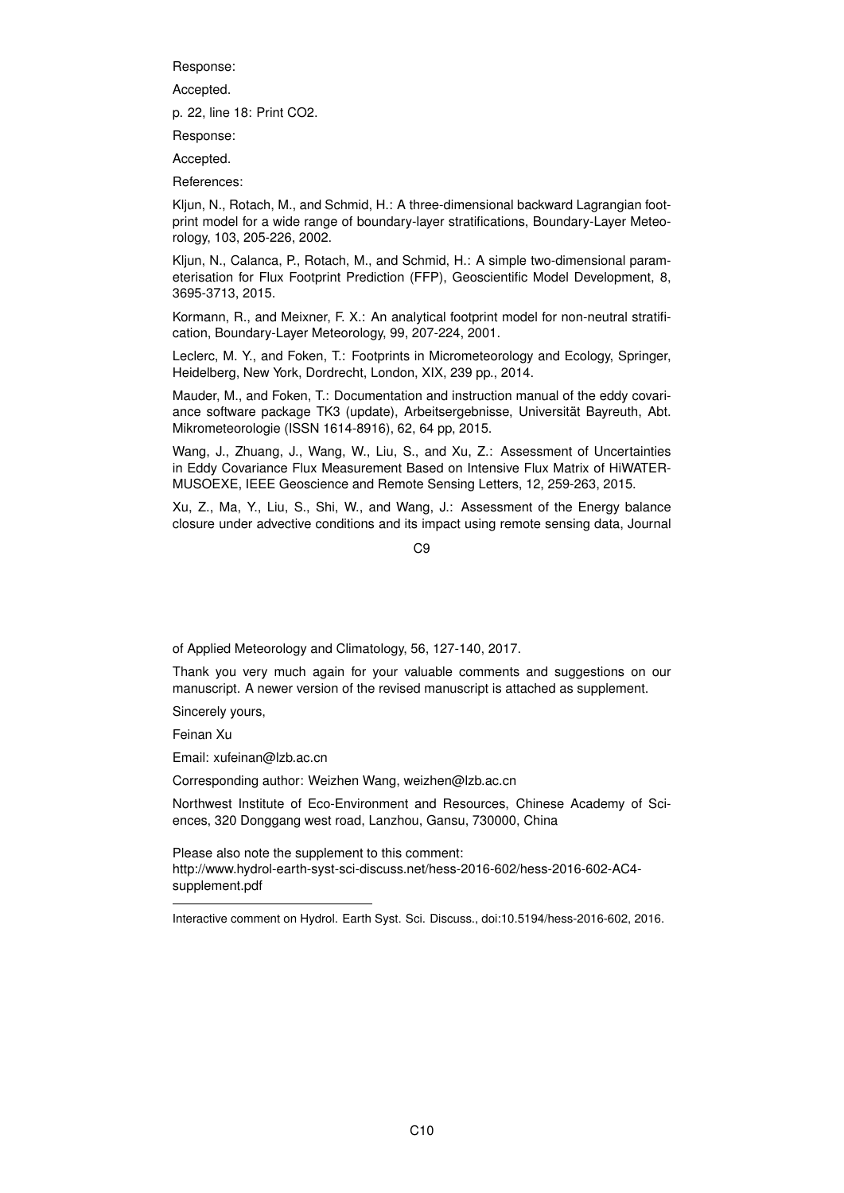Response:

Accepted.

p. 22, line 18: Print CO2.

Response:

Accepted.

References:

Kljun, N., Rotach, M., and Schmid, H.: A three-dimensional backward Lagrangian footprint model for a wide range of boundary-layer stratifications, Boundary-Layer Meteorology, 103, 205-226, 2002.

Kljun, N., Calanca, P., Rotach, M., and Schmid, H.: A simple two-dimensional parameterisation for Flux Footprint Prediction (FFP), Geoscientific Model Development, 8, 3695-3713, 2015.

Kormann, R., and Meixner, F. X.: An analytical footprint model for non-neutral stratification, Boundary-Layer Meteorology, 99, 207-224, 2001.

Leclerc, M. Y., and Foken, T.: Footprints in Micrometeorology and Ecology, Springer, Heidelberg, New York, Dordrecht, London, XIX, 239 pp., 2014.

Mauder, M., and Foken, T.: Documentation and instruction manual of the eddy covariance software package TK3 (update), Arbeitsergebnisse, Universität Bayreuth, Abt. Mikrometeorologie (ISSN 1614-8916), 62, 64 pp, 2015.

Wang, J., Zhuang, J., Wang, W., Liu, S., and Xu, Z.: Assessment of Uncertainties in Eddy Covariance Flux Measurement Based on Intensive Flux Matrix of HiWATER-MUSOEXE, IEEE Geoscience and Remote Sensing Letters, 12, 259-263, 2015.

Xu, Z., Ma, Y., Liu, S., Shi, W., and Wang, J.: Assessment of the Energy balance closure under advective conditions and its impact using remote sensing data, Journal of Applied Meteorology and Climatology, 56, 127-140, 2017.

Thank you very much again for your valuable comments and suggestions on our manuscript. A newer version of the revised manuscript is attached as supplement.

Sincerely yours,

Feinan Xu

Email: xufeinan@lzb.ac.cn

Corresponding author: Weizhen Wang, weizhen@lzb.ac.cn

Northwest Institute of Eco-Environment and Resources, Chinese Academy of Sciences, 320 Donggang west road, Lanzhou, Gansu, 730000, China

Please also note the supplement to this comment:
http://www.hydrol-earth-syst-sci-discuss.net/hess-2016-602/hess-2016-602-AC4-supplement.pdf

Interactive comment on Hydrol. Earth Syst. Sci. Discuss., doi:10.5194/hess-2016-602, 2016.